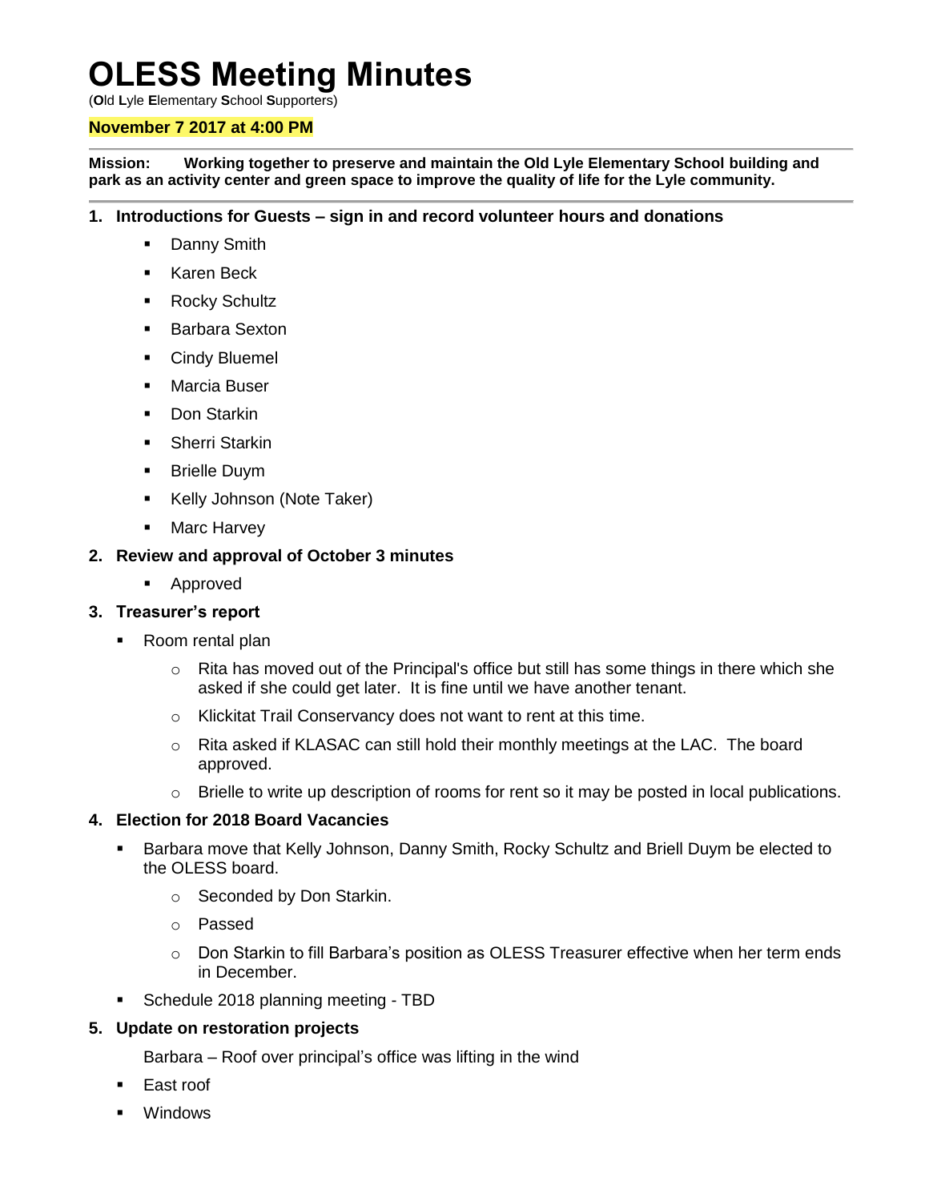# OLESS Meeting Minutes

(**O**ld **L**yle **E**lementary **S**chool **S**upporters)

**November 7 2017 at 4:00 PM**

---

**Mission: Working together to preserve and maintain the Old Lyle Elementary School building and park as an activity center and green space to improve the quality of life for the Lyle community.**

---

1. **Introductions for Guests – sign in and record volunteer hours and donations**
   - Danny Smith
   - Karen Beck
   - Rocky Schultz
   - Barbara Sexton
   - Cindy Bluemel
   - Marcia Buser
   - Don Starkin
   - Sherri Starkin
   - Brielle Duym
   - Kelly Johnson (Note Taker)
   - Marc Harvey
2. **Review and approval of October 3 minutes**
   - Approved
3. **Treasurer's report**
   - Room rental plan
     - Rita has moved out of the Principal's office but still has some things in there which she asked if she could get later. It is fine until we have another tenant.
     - Klickitat Trail Conservancy does not want to rent at this time.
     - Rita asked if KLASAC can still hold their monthly meetings at the LAC. The board approved.
     - Brielle to write up description of rooms for rent so it may be posted in local publications.
4. **Election for 2018 Board Vacancies**
   - Barbara move that Kelly Johnson, Danny Smith, Rocky Schultz and Briell Duym be elected to the OLESS board.
     - Seconded by Don Starkin.
     - Passed
     - Don Starkin to fill Barbara's position as OLESS Treasurer effective when her term ends in December.
   - Schedule 2018 planning meeting - TBD
5. **Update on restoration projects**

   Barbara – Roof over principal's office was lifting in the wind

   - East roof
   - Windows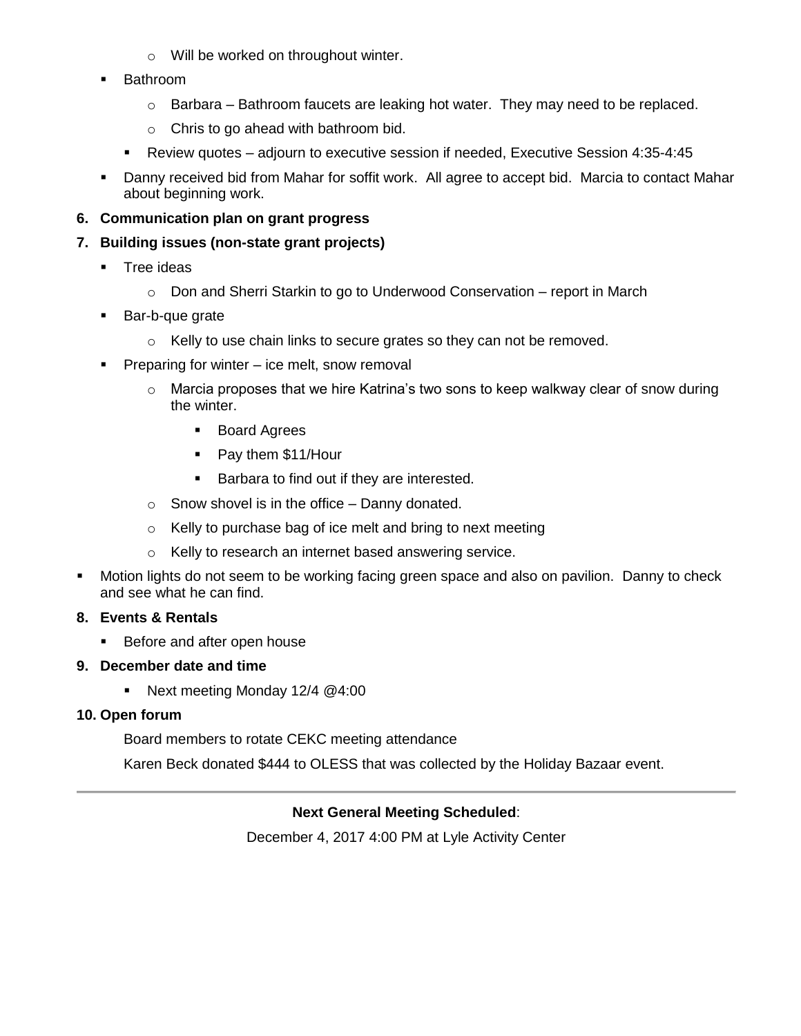- Will be worked on throughout winter.
- Bathroom
    - Barbara – Bathroom faucets are leaking hot water. They may need to be replaced.
    - Chris to go ahead with bathroom bid.
  - Review quotes – adjourn to executive session if needed, Executive Session 4:35-4:45
- Danny received bid from Mahar for soffit work. All agree to accept bid. Marcia to contact Mahar about beginning work.

**6. Communication plan on grant progress**

**7. Building issues (non-state grant projects)**

- Tree ideas
    - Don and Sherri Starkin to go to Underwood Conservation – report in March
- Bar-b-que grate
    - Kelly to use chain links to secure grates so they can not be removed.
- Preparing for winter – ice melt, snow removal
    - Marcia proposes that we hire Katrina's two sons to keep walkway clear of snow during the winter.
        - Board Agrees
        - Pay them $11/Hour
        - Barbara to find out if they are interested.
    - Snow shovel is in the office – Danny donated.
    - Kelly to purchase bag of ice melt and bring to next meeting
    - Kelly to research an internet based answering service.

- Motion lights do not seem to be working facing green space and also on pavilion. Danny to check and see what he can find.

**8. Events & Rentals**

- Before and after open house

**9. December date and time**

- Next meeting Monday 12/4 @4:00

**10. Open forum**

Board members to rotate CEKC meeting attendance

Karen Beck donated $444 to OLESS that was collected by the Holiday Bazaar event.

---

**Next General Meeting Scheduled**:

December 4, 2017 4:00 PM at Lyle Activity Center